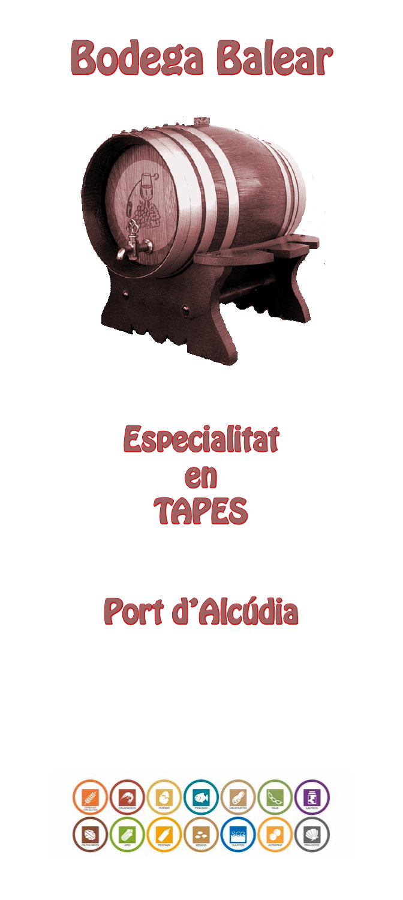# Bodega Balear

## Especialitat en TAPES

## Port d'Alcúdia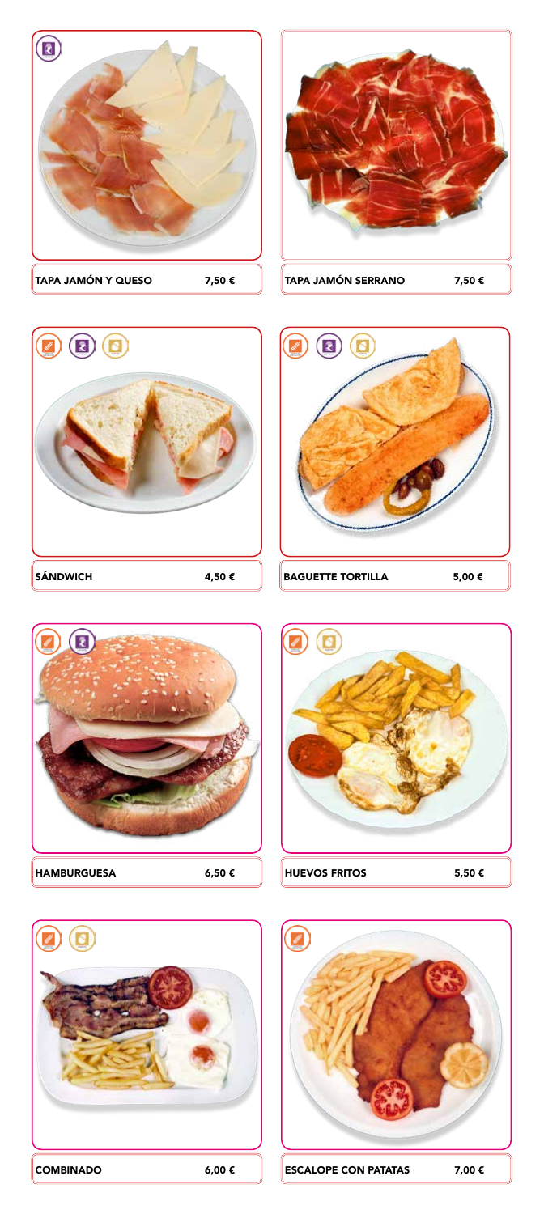TAPA JAMÓN Y QUESO 7,50 €

TAPA JAMÓN SERRANO 7,50 €

SÁNDWICH 4,50 €

BAGUETTE TORTILLA 5,00 €

HAMBURGUESA 6,50 €

HUEVOS FRITOS 5,50 €

COMBINADO 6,00 €

ESCALOPE CON PATATAS 7,00 €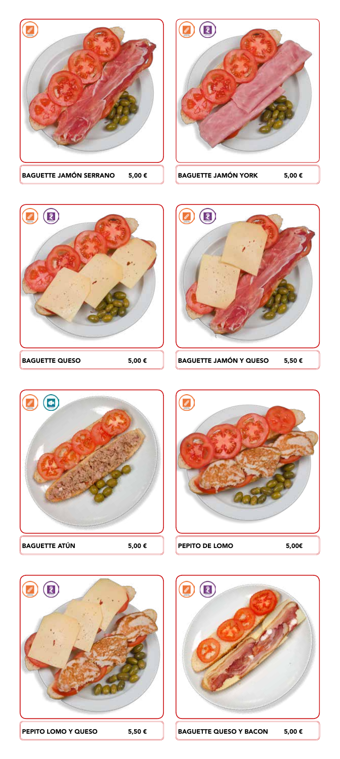BAGUETTE JAMÓN SERRANO 5,00 €

BAGUETTE JAMÓN YORK 5,00 €

BAGUETTE QUESO 5,00 €

BAGUETTE JAMÓN Y QUESO 5,50 €

BAGUETTE ATÚN 5,00 €

PEPITO DE LOMO 5,00€

PEPITO LOMO Y QUESO 5,50 €

BAGUETTE QUESO Y BACON 5,00 €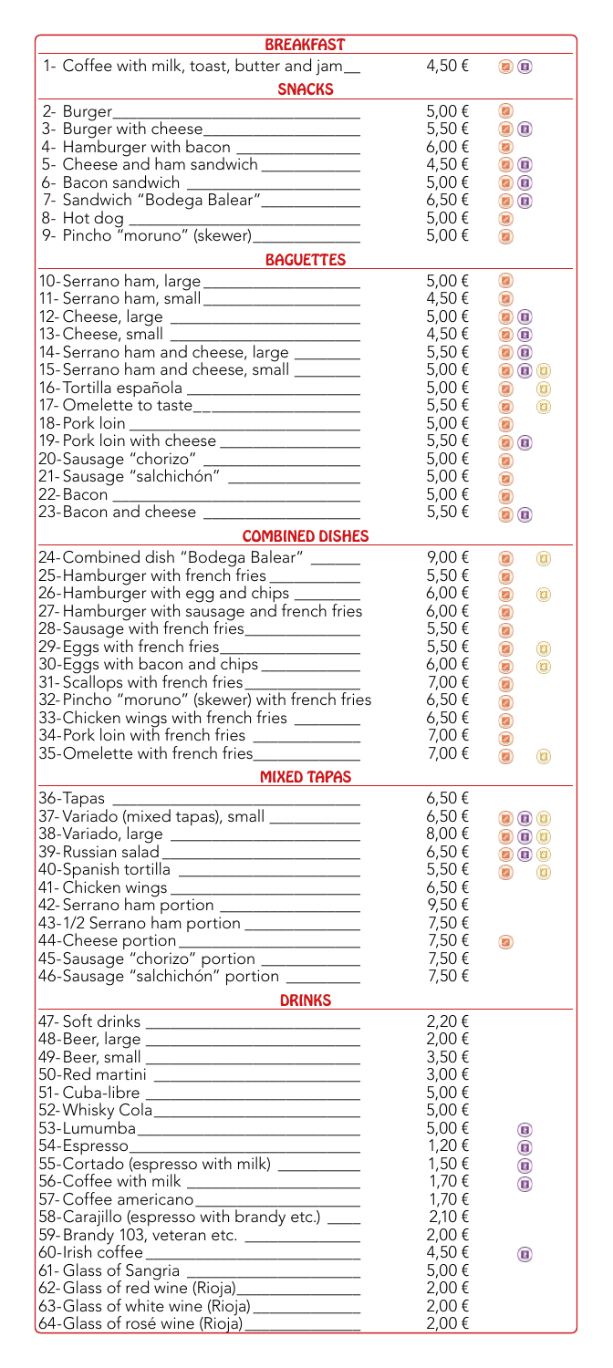## BREAKFAST

| Item | Price |
|---|---|
| 1- Coffee with milk, toast, butter and jam | 4,50 € |

## SNACKS

| Item | Price |
|---|---|
| 2- Burger | 5,00 € |
| 3- Burger with cheese | 5,50 € |
| 4- Hamburger with bacon | 6,00 € |
| 5- Cheese and ham sandwich | 4,50 € |
| 6- Bacon sandwich | 5,00 € |
| 7- Sandwich "Bodega Balear" | 6,50 € |
| 8- Hot dog | 5,00 € |
| 9- Pincho "moruno" (skewer) | 5,00 € |

## BAGUETTES

| Item | Price |
|---|---|
| 10-Serrano ham, large | 5,00 € |
| 11- Serrano ham, small | 4,50 € |
| 12-Cheese, large | 5,00 € |
| 13-Cheese, small | 4,50 € |
| 14-Serrano ham and cheese, large | 5,50 € |
| 15-Serrano ham and cheese, small | 5,00 € |
| 16-Tortilla española | 5,00 € |
| 17-Omelette to taste | 5,50 € |
| 18-Pork loin | 5,00 € |
| 19-Pork loin with cheese | 5,50 € |
| 20-Sausage "chorizo" | 5,00 € |
| 21-Sausage "salchichón" | 5,00 € |
| 22-Bacon | 5,00 € |
| 23-Bacon and cheese | 5,50 € |

## COMBINED DISHES

| Item | Price |
|---|---|
| 24-Combined dish "Bodega Balear" | 9,00 € |
| 25-Hamburger with french fries | 5,50 € |
| 26-Hamburger with egg and chips | 6,00 € |
| 27-Hamburger with sausage and french fries | 6,00 € |
| 28-Sausage with french fries | 5,50 € |
| 29-Eggs with french fries | 5,50 € |
| 30-Eggs with bacon and chips | 6,00 € |
| 31-Scallops with french fries | 7,00 € |
| 32-Pincho "moruno" (skewer) with french fries | 6,50 € |
| 33-Chicken wings with french fries | 6,50 € |
| 34-Pork loin with french fries | 7,00 € |
| 35-Omelette with french fries | 7,00 € |

## MIXED TAPAS

| Item | Price |
|---|---|
| 36-Tapas | 6,50 € |
| 37-Variado (mixed tapas), small | 6,50 € |
| 38-Variado, large | 8,00 € |
| 39-Russian salad | 6,50 € |
| 40-Spanish tortilla | 5,50 € |
| 41-Chicken wings | 6,50 € |
| 42-Serrano ham portion | 9,50 € |
| 43-1/2 Serrano ham portion | 7,50 € |
| 44-Cheese portion | 7,50 € |
| 45-Sausage "chorizo" portion | 7,50 € |
| 46-Sausage "salchichón" portion | 7,50 € |

## DRINKS

| Item | Price |
|---|---|
| 47-Soft drinks | 2,20 € |
| 48-Beer, large | 2,00 € |
| 49-Beer, small | 3,50 € |
| 50-Red martini | 3,00 € |
| 51-Cuba-libre | 5,00 € |
| 52-Whisky Cola | 5,00 € |
| 53-Lumumba | 5,00 € |
| 54-Espresso | 1,20 € |
| 55-Cortado (espresso with milk) | 1,50 € |
| 56-Coffee with milk | 1,70 € |
| 57-Coffee americano | 1,70 € |
| 58-Carajillo (espresso with brandy etc.) | 2,10 € |
| 59-Brandy 103, veteran etc. | 2,00 € |
| 60-Irish coffee | 4,50 € |
| 61-Glass of Sangria | 5,00 € |
| 62-Glass of red wine (Rioja) | 2,00 € |
| 63-Glass of white wine (Rioja) | 2,00 € |
| 64-Glass of rosé wine (Rioja) | 2,00 € |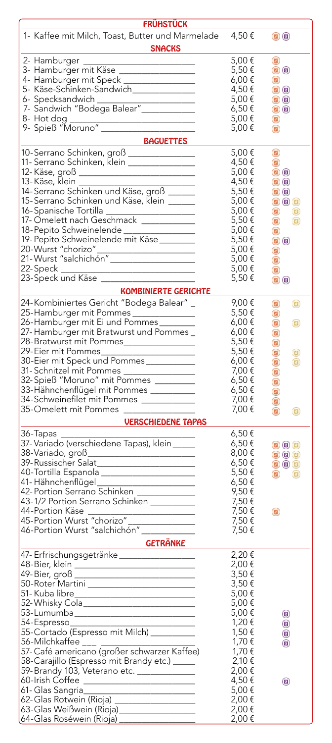## FRÜHSTÜCK

| | | |
|---|---|---|
| 1- Kaffee mit Milch, Toast, Butter und Marmelade | 4,50 € | |

## SNACKS

| | | |
|---|---|---|
| 2- Hamburger | 5,00 € | |
| 3- Hamburger mit Käse | 5,50 € | |
| 4- Hamburger mit Speck | 6,00 € | |
| 5- Käse-Schinken-Sandwich | 4,50 € | |
| 6- Specksandwich | 5,00 € | |
| 7- Sandwich "Bodega Balear" | 6,50 € | |
| 8- Hot dog | 5,00 € | |
| 9- Spieß "Moruno" | 5,00 € | |

## BAGUETTES

| | | |
|---|---|---|
| 10-Serrano Schinken, groß | 5,00 € | |
| 11- Serrano Schinken, klein | 4,50 € | |
| 12-Käse, groß | 5,00 € | |
| 13-Käse, klein | 4,50 € | |
| 14-Serrano Schinken und Käse, groß | 5,50 € | |
| 15-Serrano Schinken und Käse, klein | 5,00 € | |
| 16-Spanische Tortilla | 5,00 € | |
| 17-Omelett nach Geschmack | 5,50 € | |
| 18-Pepito Schweinelende | 5,00 € | |
| 19-Pepito Schweinelende mit Käse | 5,50 € | |
| 20-Wurst "chorizo" | 5,00 € | |
| 21-Wurst "salchichón" | 5,00 € | |
| 22-Speck | 5,00 € | |
| 23-Speck und Käse | 5,50 € | |

## KOMBINIERTE GERICHTE

| | | |
|---|---|---|
| 24-Kombiniertes Gericht "Bodega Balear" | 9,00 € | |
| 25-Hamburger mit Pommes | 5,50 € | |
| 26-Hamburger mit Ei und Pommes | 6,00 € | |
| 27-Hamburger mit Bratwurst und Pommes | 6,00 € | |
| 28-Bratwurst mit Pommes | 5,50 € | |
| 29-Eier mit Pommes | 5,50 € | |
| 30-Eier mit Speck und Pommes | 6,00 € | |
| 31- Schnitzel mit Pommes | 7,00 € | |
| 32-Spieß "Moruno" mit Pommes | 6,50 € | |
| 33-Hähnchenflügel mit Pommes | 6,50 € | |
| 34-Schweinefilet mit Pommes | 7,00 € | |
| 35-Omelett mit Pommes | 7,00 € | |

## VERSCHIEDENE TAPAS

| | | |
|---|---|---|
| 36-Tapas | 6,50 € | |
| 37-Variado (verschiedene Tapas), klein | 6,50 € | |
| 38-Variado, groß | 8,00 € | |
| 39-Russischer Salat | 6,50 € | |
| 40-Tortilla Espanola | 5,50 € | |
| 41- Hähnchenflügel | 6,50 € | |
| 42-Portion Serrano Schinken | 9,50 € | |
| 43-1/2 Portion Serrano Schinken | 7,50 € | |
| 44-Portion Käse | 7,50 € | |
| 45-Portion Wurst "chorizo" | 7,50 € | |
| 46-Portion Wurst "salchichón" | 7,50 € | |

## GETRÄNKE

| | | |
|---|---|---|
| 47- Erfrischungsgetränke | 2,20 € | |
| 48-Bier, klein | 2,00 € | |
| 49-Bier, groß | 3,50 € | |
| 50-Roter Martini | 3,50 € | |
| 51- Kuba libre | 5,00 € | |
| 52-Whisky Cola | 5,00 € | |
| 53-Lumumba | 5,00 € | |
| 54-Espresso | 1,20 € | |
| 55-Cortado (Espresso mit Milch) | 1,50 € | |
| 56-Milchkaffee | 1,70 € | |
| 57-Café americano (großer schwarzer Kaffee) | 1,70 € | |
| 58-Carajillo (Espresso mit Brandy etc.) | 2,10 € | |
| 59-Brandy 103, Veterano etc. | 2,00 € | |
| 60-Irish Coffee | 4,50 € | |
| 61- Glas Sangria | 5,00 € | |
| 62-Glas Rotwein (Rioja) | 2,00 € | |
| 63-Glas Weißwein (Rioja) | 2,00 € | |
| 64-Glas Roséwein (Rioja) | 2,00 € | |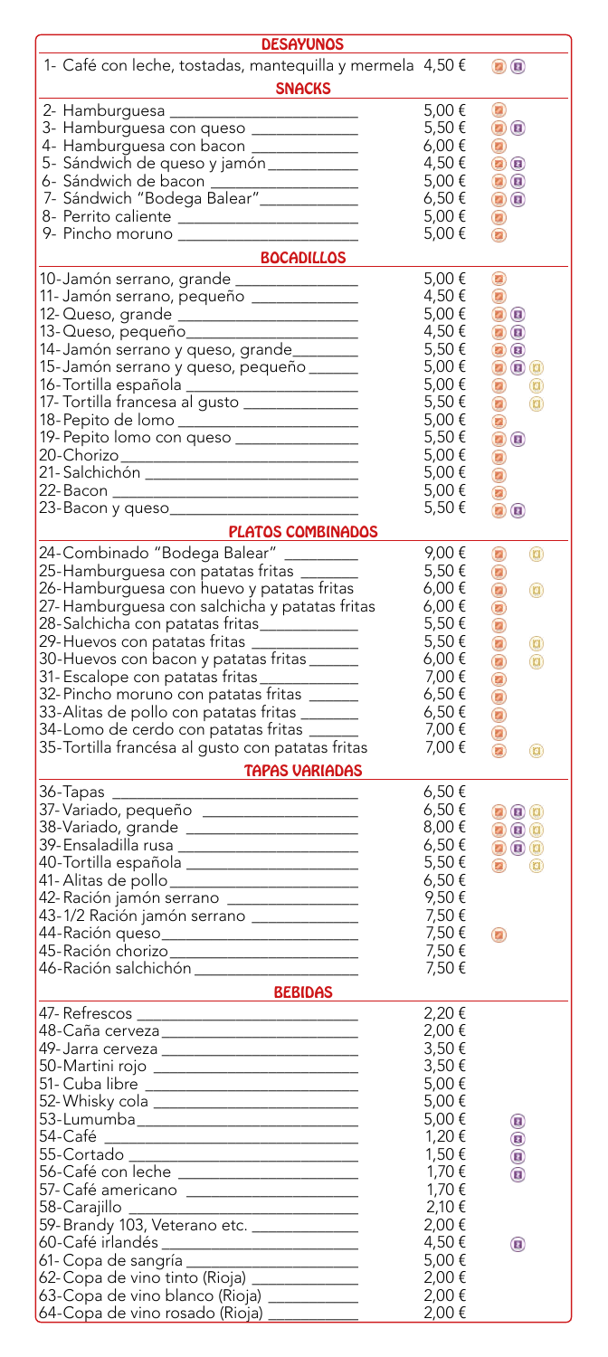## DESAYUNOS

| | | |
|---|---|---|
| 1- Café con leche, tostadas, mantequilla y mermela | 4,50 € | |

## SNACKS

| | | |
|---|---|---|
| 2- Hamburguesa | 5,00 € | |
| 3- Hamburguesa con queso | 5,50 € | |
| 4- Hamburguesa con bacon | 6,00 € | |
| 5- Sándwich de queso y jamón | 4,50 € | |
| 6- Sándwich de bacon | 5,00 € | |
| 7- Sándwich "Bodega Balear" | 6,50 € | |
| 8- Perrito caliente | 5,00 € | |
| 9- Pincho moruno | 5,00 € | |

## BOCADILLOS

| | | |
|---|---|---|
| 10-Jamón serrano, grande | 5,00 € | |
| 11- Jamón serrano, pequeño | 4,50 € | |
| 12- Queso, grande | 5,00 € | |
| 13- Queso, pequeño | 4,50 € | |
| 14- Jamón serrano y queso, grande | 5,50 € | |
| 15- Jamón serrano y queso, pequeño | 5,00 € | |
| 16- Tortilla española | 5,00 € | |
| 17- Tortilla francesa al gusto | 5,50 € | |
| 18- Pepito de lomo | 5,00 € | |
| 19- Pepito lomo con queso | 5,50 € | |
| 20- Chorizo | 5,00 € | |
| 21- Salchichón | 5,00 € | |
| 22- Bacon | 5,00 € | |
| 23- Bacon y queso | 5,50 € | |

## PLATOS COMBINADOS

| | | |
|---|---|---|
| 24- Combinado "Bodega Balear" | 9,00 € | |
| 25- Hamburguesa con patatas fritas | 5,50 € | |
| 26- Hamburguesa con huevo y patatas fritas | 6,00 € | |
| 27- Hamburguesa con salchicha y patatas fritas | 6,00 € | |
| 28- Salchicha con patatas fritas | 5,50 € | |
| 29- Huevos con patatas fritas | 5,50 € | |
| 30- Huevos con bacon y patatas fritas | 6,00 € | |
| 31- Escalope con patatas fritas | 7,00 € | |
| 32- Pincho moruno con patatas fritas | 6,50 € | |
| 33- Alitas de pollo con patatas fritas | 6,50 € | |
| 34- Lomo de cerdo con patatas fritas | 7,00 € | |
| 35- Tortilla francésa al gusto con patatas fritas | 7,00 € | |

## TAPAS VARIADAS

| | | |
|---|---|---|
| 36- Tapas | 6,50 € | |
| 37- Variado, pequeño | 6,50 € | |
| 38- Variado, grande | 8,00 € | |
| 39- Ensaladilla rusa | 6,50 € | |
| 40- Tortilla española | 5,50 € | |
| 41- Alitas de pollo | 6,50 € | |
| 42- Ración jamón serrano | 9,50 € | |
| 43- 1/2 Ración jamón serrano | 7,50 € | |
| 44- Ración queso | 7,50 € | |
| 45- Ración chorizo | 7,50 € | |
| 46- Ración salchichón | 7,50 € | |

## BEBIDAS

| | | |
|---|---|---|
| 47- Refrescos | 2,20 € | |
| 48- Caña cerveza | 2,00 € | |
| 49- Jarra cerveza | 3,50 € | |
| 50- Martini rojo | 3,50 € | |
| 51- Cuba libre | 5,00 € | |
| 52- Whisky cola | 5,00 € | |
| 53- Lumumba | 5,00 € | |
| 54- Café | 1,20 € | |
| 55- Cortado | 1,50 € | |
| 56- Café con leche | 1,70 € | |
| 57- Café americano | 1,70 € | |
| 58- Carajillo | 2,10 € | |
| 59- Brandy 103, Veterano etc. | 2,00 € | |
| 60- Café irlandés | 4,50 € | |
| 61- Copa de sangría | 5,00 € | |
| 62- Copa de vino tinto (Rioja) | 2,00 € | |
| 63- Copa de vino blanco (Rioja) | 2,00 € | |
| 64- Copa de vino rosado (Rioja) | 2,00 € | |